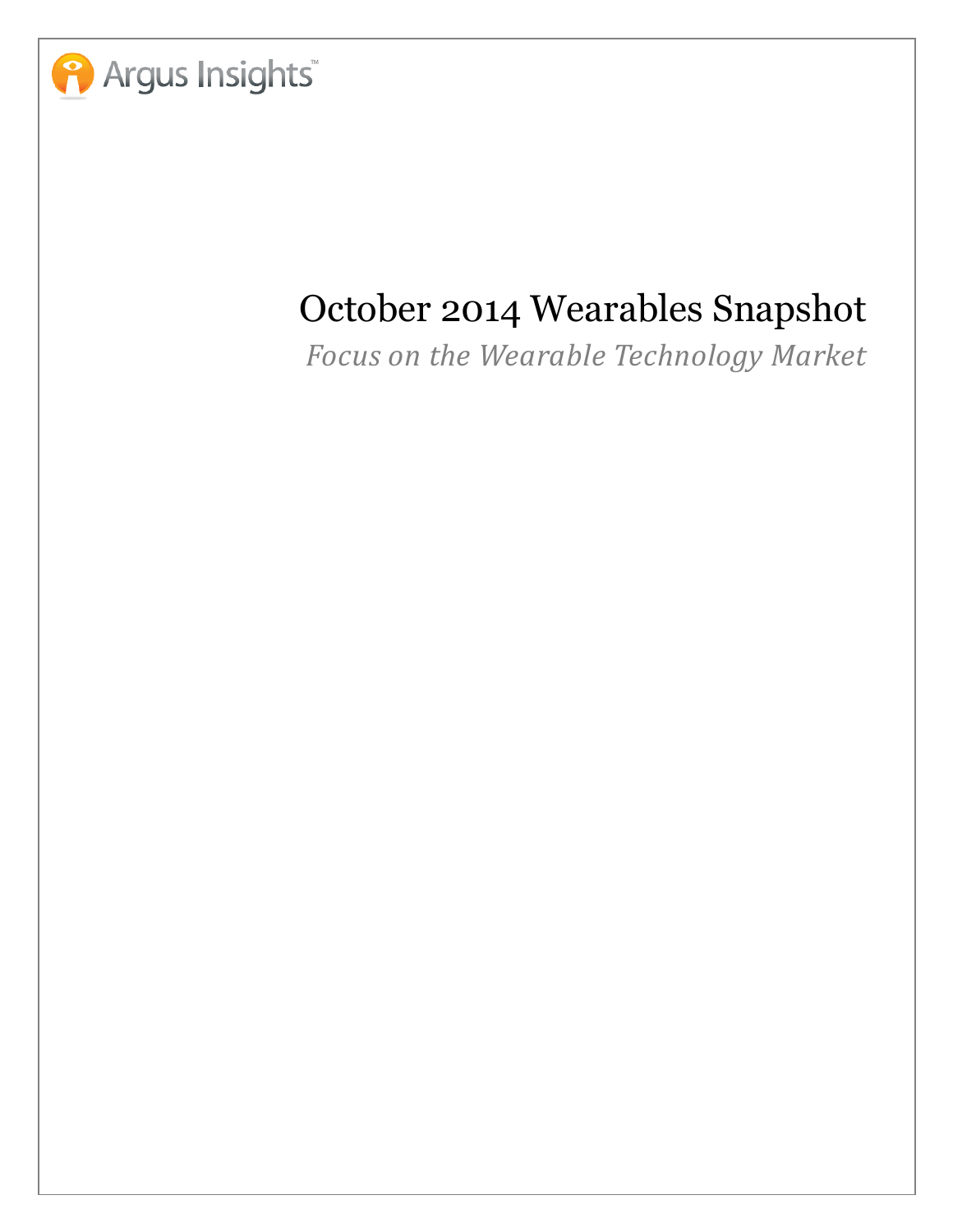Argus Insights™

# October 2014 Wearables Snapshot

*Focus on the Wearable Technology Market*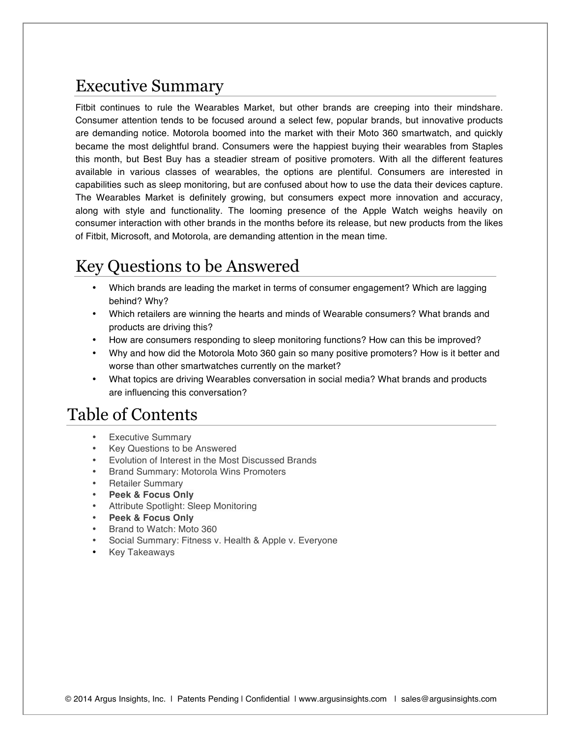## Executive Summary

Fitbit continues to rule the Wearables Market, but other brands are creeping into their mindshare. Consumer attention tends to be focused around a select few, popular brands, but innovative products are demanding notice. Motorola boomed into the market with their Moto 360 smartwatch, and quickly became the most delightful brand. Consumers were the happiest buying their wearables from Staples this month, but Best Buy has a steadier stream of positive promoters. With all the different features available in various classes of wearables, the options are plentiful. Consumers are interested in capabilities such as sleep monitoring, but are confused about how to use the data their devices capture. The Wearables Market is definitely growing, but consumers expect more innovation and accuracy, along with style and functionality. The looming presence of the Apple Watch weighs heavily on consumer interaction with other brands in the months before its release, but new products from the likes of Fitbit, Microsoft, and Motorola, are demanding attention in the mean time.

## Key Questions to be Answered

- Which brands are leading the market in terms of consumer engagement? Which are lagging behind? Why?
- Which retailers are winning the hearts and minds of Wearable consumers? What brands and products are driving this?
- How are consumers responding to sleep monitoring functions? How can this be improved?
- Why and how did the Motorola Moto 360 gain so many positive promoters? How is it better and worse than other smartwatches currently on the market?
- What topics are driving Wearables conversation in social media? What brands and products are influencing this conversation?

## Table of Contents

- Executive Summary
- Key Questions to be Answered
- Evolution of Interest in the Most Discussed Brands
- Brand Summary: Motorola Wins Promoters
- Retailer Summary
- **Peek & Focus Only**
- Attribute Spotlight: Sleep Monitoring
- **Peek & Focus Only**
- Brand to Watch: Moto 360
- Social Summary: Fitness v. Health & Apple v. Everyone
- Key Takeaways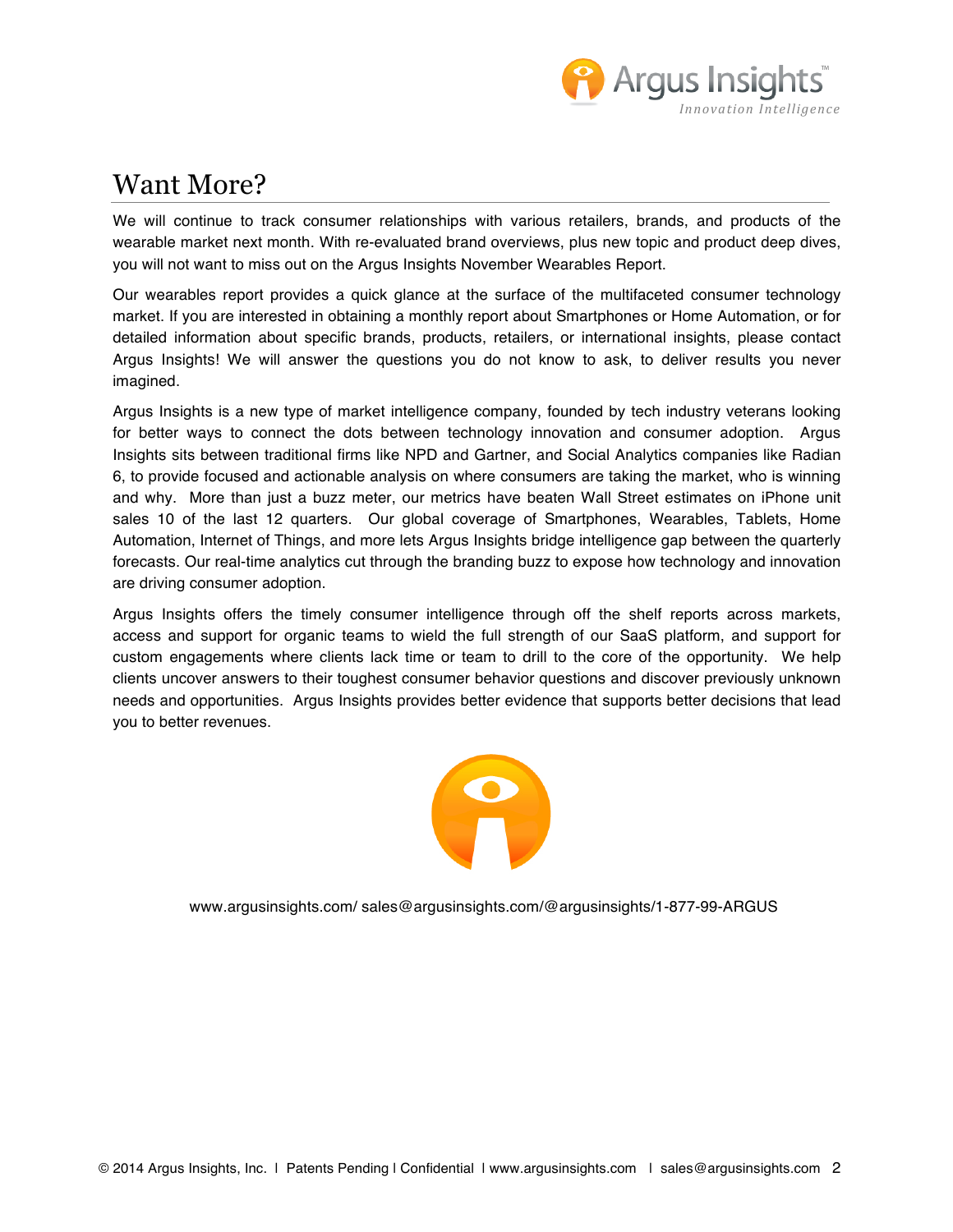# Want More?

We will continue to track consumer relationships with various retailers, brands, and products of the wearable market next month. With re-evaluated brand overviews, plus new topic and product deep dives, you will not want to miss out on the Argus Insights November Wearables Report.

Our wearables report provides a quick glance at the surface of the multifaceted consumer technology market. If you are interested in obtaining a monthly report about Smartphones or Home Automation, or for detailed information about specific brands, products, retailers, or international insights, please contact Argus Insights! We will answer the questions you do not know to ask, to deliver results you never imagined.

Argus Insights is a new type of market intelligence company, founded by tech industry veterans looking for better ways to connect the dots between technology innovation and consumer adoption. Argus Insights sits between traditional firms like NPD and Gartner, and Social Analytics companies like Radian 6, to provide focused and actionable analysis on where consumers are taking the market, who is winning and why. More than just a buzz meter, our metrics have beaten Wall Street estimates on iPhone unit sales 10 of the last 12 quarters. Our global coverage of Smartphones, Wearables, Tablets, Home Automation, Internet of Things, and more lets Argus Insights bridge intelligence gap between the quarterly forecasts. Our real-time analytics cut through the branding buzz to expose how technology and innovation are driving consumer adoption.

Argus Insights offers the timely consumer intelligence through off the shelf reports across markets, access and support for organic teams to wield the full strength of our SaaS platform, and support for custom engagements where clients lack time or team to drill to the core of the opportunity. We help clients uncover answers to their toughest consumer behavior questions and discover previously unknown needs and opportunities. Argus Insights provides better evidence that supports better decisions that lead you to better revenues.

www.argusinsights.com/ sales@argusinsights.com/@argusinsights/1-877-99-ARGUS